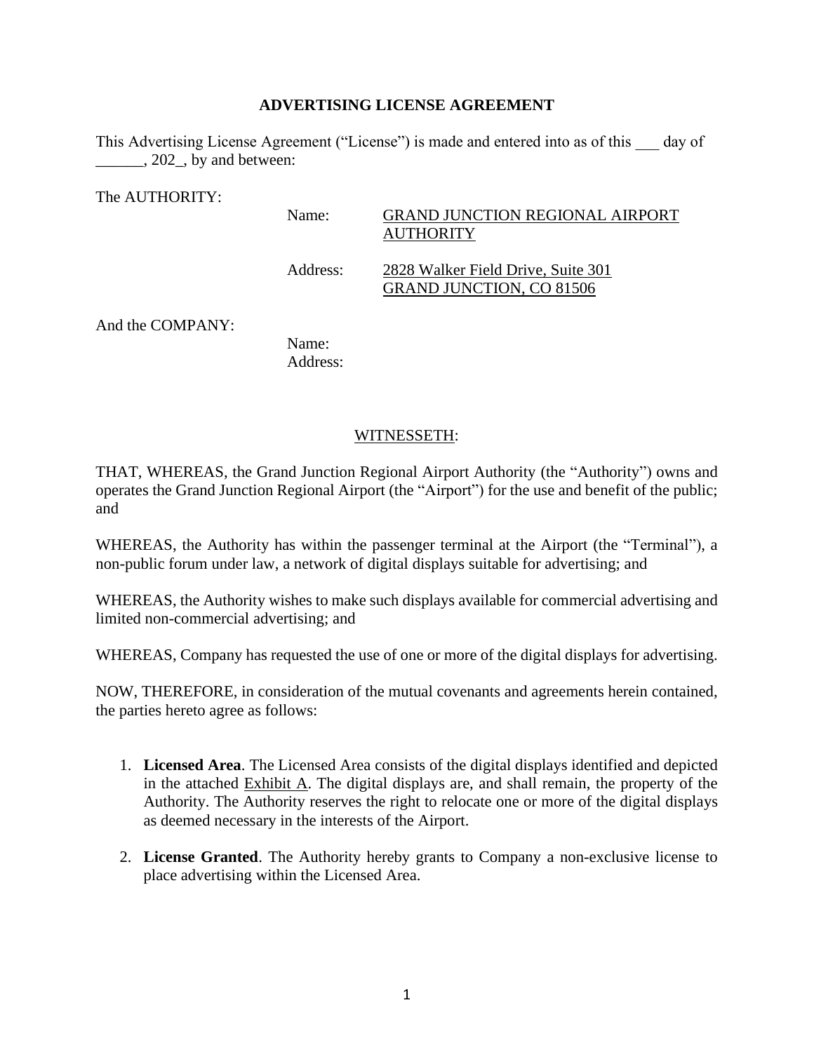# ADVERTISING LICENSE AGREEMENT

This Advertising License Agreement ("License") is made and entered into as of this ___ day of ______, 202_, by and between:

The AUTHORITY:

Name: GRAND JUNCTION REGIONAL AIRPORT AUTHORITY

Address: 2828 Walker Field Drive, Suite 301 GRAND JUNCTION, CO 81506

And the COMPANY:

Name:
Address:

WITNESSETH:

THAT, WHEREAS, the Grand Junction Regional Airport Authority (the "Authority") owns and operates the Grand Junction Regional Airport (the "Airport") for the use and benefit of the public; and

WHEREAS, the Authority has within the passenger terminal at the Airport (the "Terminal"), a non-public forum under law, a network of digital displays suitable for advertising; and

WHEREAS, the Authority wishes to make such displays available for commercial advertising and limited non-commercial advertising; and

WHEREAS, Company has requested the use of one or more of the digital displays for advertising.

NOW, THEREFORE, in consideration of the mutual covenants and agreements herein contained, the parties hereto agree as follows:

1. **Licensed Area**. The Licensed Area consists of the digital displays identified and depicted in the attached Exhibit A. The digital displays are, and shall remain, the property of the Authority. The Authority reserves the right to relocate one or more of the digital displays as deemed necessary in the interests of the Airport.

2. **License Granted**. The Authority hereby grants to Company a non-exclusive license to place advertising within the Licensed Area.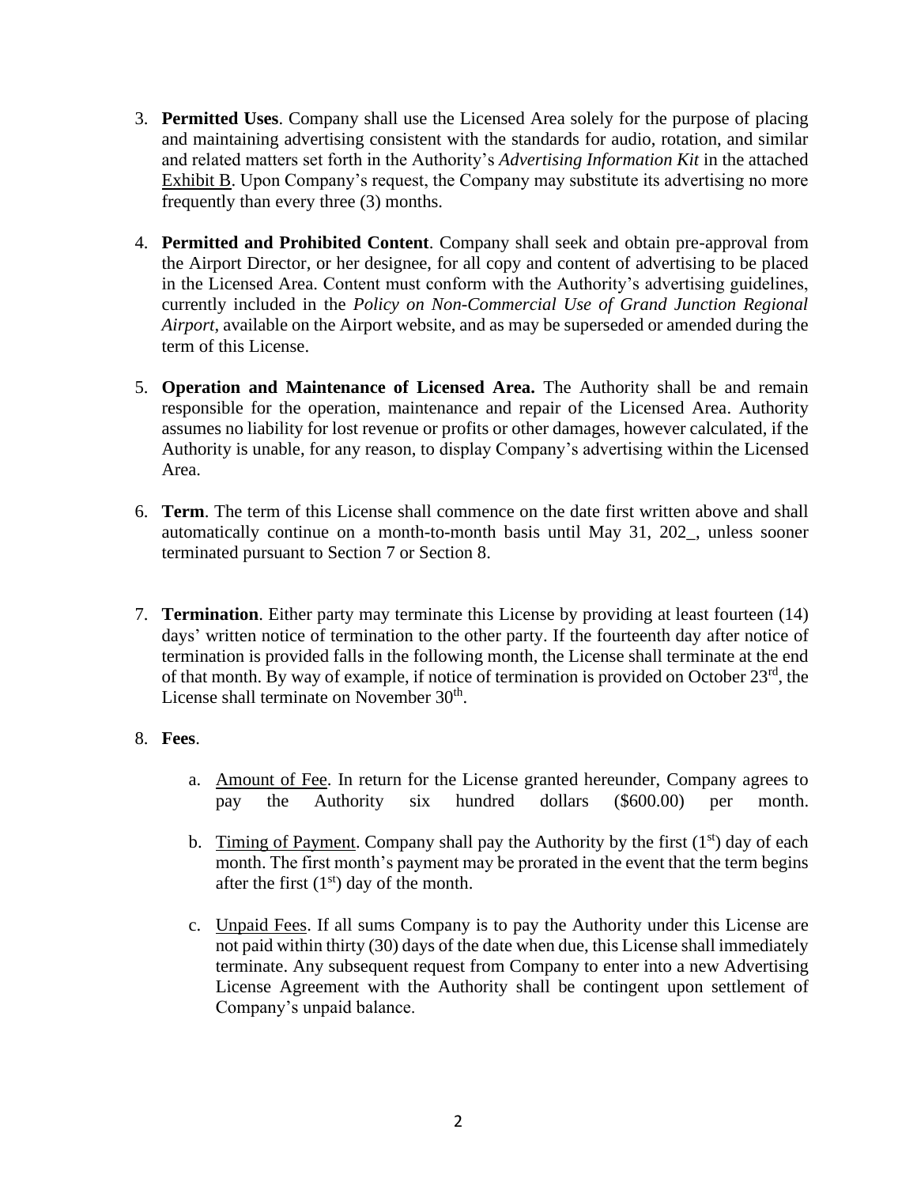3. **Permitted Uses**. Company shall use the Licensed Area solely for the purpose of placing and maintaining advertising consistent with the standards for audio, rotation, and similar and related matters set forth in the Authority's *Advertising Information Kit* in the attached Exhibit B. Upon Company's request, the Company may substitute its advertising no more frequently than every three (3) months.

4. **Permitted and Prohibited Content**. Company shall seek and obtain pre-approval from the Airport Director, or her designee, for all copy and content of advertising to be placed in the Licensed Area. Content must conform with the Authority's advertising guidelines, currently included in the *Policy on Non-Commercial Use of Grand Junction Regional Airport*, available on the Airport website, and as may be superseded or amended during the term of this License.

5. **Operation and Maintenance of Licensed Area.** The Authority shall be and remain responsible for the operation, maintenance and repair of the Licensed Area. Authority assumes no liability for lost revenue or profits or other damages, however calculated, if the Authority is unable, for any reason, to display Company's advertising within the Licensed Area.

6. **Term**. The term of this License shall commence on the date first written above and shall automatically continue on a month-to-month basis until May 31, 202_, unless sooner terminated pursuant to Section 7 or Section 8.

7. **Termination**. Either party may terminate this License by providing at least fourteen (14) days' written notice of termination to the other party. If the fourteenth day after notice of termination is provided falls in the following month, the License shall terminate at the end of that month. By way of example, if notice of termination is provided on October 23rd, the License shall terminate on November 30th.

8. **Fees**.

   a. Amount of Fee. In return for the License granted hereunder, Company agrees to pay the Authority six hundred dollars ($600.00) per month.

   b. Timing of Payment. Company shall pay the Authority by the first (1st) day of each month. The first month's payment may be prorated in the event that the term begins after the first (1st) day of the month.

   c. Unpaid Fees. If all sums Company is to pay the Authority under this License are not paid within thirty (30) days of the date when due, this License shall immediately terminate. Any subsequent request from Company to enter into a new Advertising License Agreement with the Authority shall be contingent upon settlement of Company's unpaid balance.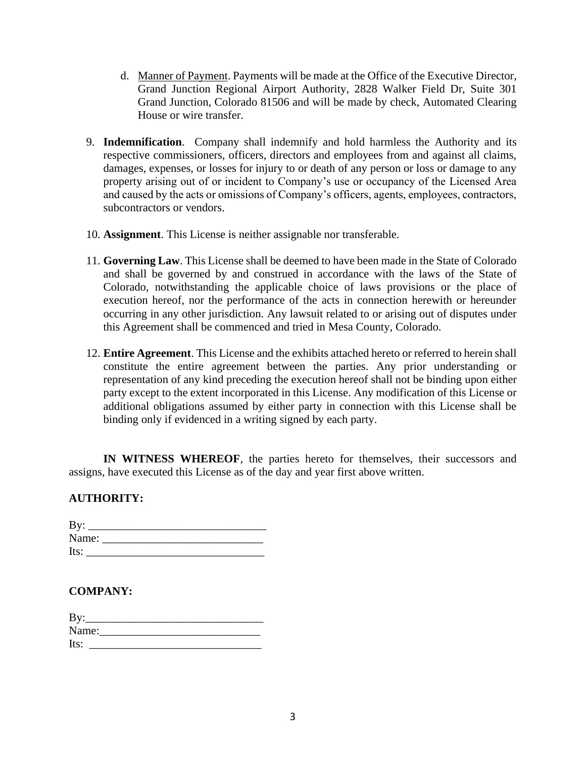d. Manner of Payment. Payments will be made at the Office of the Executive Director, Grand Junction Regional Airport Authority, 2828 Walker Field Dr, Suite 301 Grand Junction, Colorado 81506 and will be made by check, Automated Clearing House or wire transfer.

9. **Indemnification**. Company shall indemnify and hold harmless the Authority and its respective commissioners, officers, directors and employees from and against all claims, damages, expenses, or losses for injury to or death of any person or loss or damage to any property arising out of or incident to Company's use or occupancy of the Licensed Area and caused by the acts or omissions of Company's officers, agents, employees, contractors, subcontractors or vendors.

10. **Assignment**. This License is neither assignable nor transferable.

11. **Governing Law**. This License shall be deemed to have been made in the State of Colorado and shall be governed by and construed in accordance with the laws of the State of Colorado, notwithstanding the applicable choice of laws provisions or the place of execution hereof, nor the performance of the acts in connection herewith or hereunder occurring in any other jurisdiction. Any lawsuit related to or arising out of disputes under this Agreement shall be commenced and tried in Mesa County, Colorado.

12. **Entire Agreement**. This License and the exhibits attached hereto or referred to herein shall constitute the entire agreement between the parties. Any prior understanding or representation of any kind preceding the execution hereof shall not be binding upon either party except to the extent incorporated in this License. Any modification of this License or additional obligations assumed by either party in connection with this License shall be binding only if evidenced in a writing signed by each party.

**IN WITNESS WHEREOF**, the parties hereto for themselves, their successors and assigns, have executed this License as of the day and year first above written.

**AUTHORITY:**

By: ______________________________
Name: ____________________________
Its: ______________________________

**COMPANY:**

By: ______________________________
Name: ____________________________
Its: ______________________________